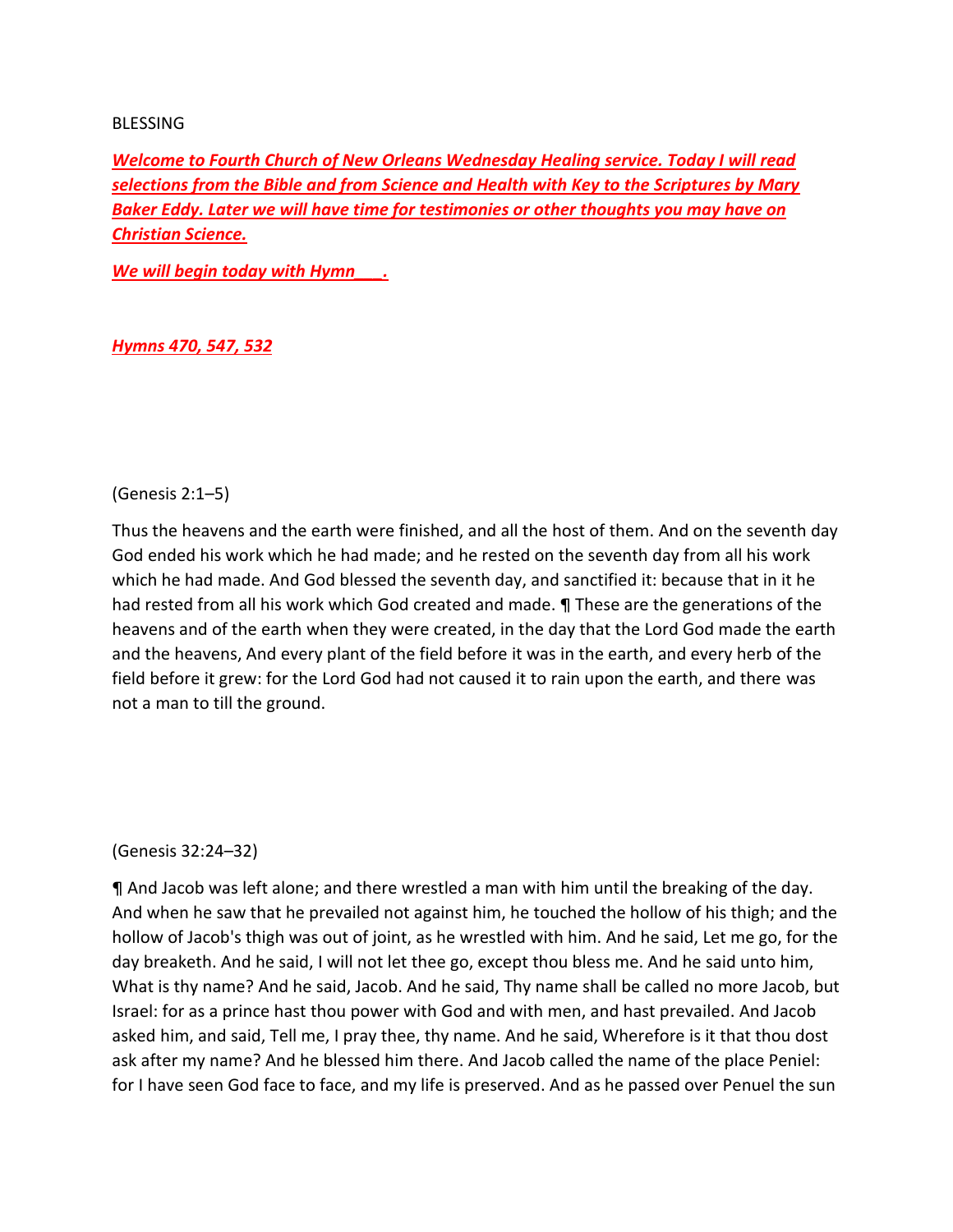BLESSING

***Welcome to Fourth Church of New Orleans Wednesday Healing service. Today I will read selections from the Bible and from Science and Health with Key to the Scriptures by Mary Baker Eddy. Later we will have time for testimonies or other thoughts you may have on Christian Science.***

***We will begin today with Hymn___.***

***Hymns 470, 547, 532***

(Genesis 2:1–5)

Thus the heavens and the earth were finished, and all the host of them. And on the seventh day God ended his work which he had made; and he rested on the seventh day from all his work which he had made. And God blessed the seventh day, and sanctified it: because that in it he had rested from all his work which God created and made. ¶ These are the generations of the heavens and of the earth when they were created, in the day that the Lord God made the earth and the heavens, And every plant of the field before it was in the earth, and every herb of the field before it grew: for the Lord God had not caused it to rain upon the earth, and there was not a man to till the ground.

(Genesis 32:24–32)

¶ And Jacob was left alone; and there wrestled a man with him until the breaking of the day. And when he saw that he prevailed not against him, he touched the hollow of his thigh; and the hollow of Jacob's thigh was out of joint, as he wrestled with him. And he said, Let me go, for the day breaketh. And he said, I will not let thee go, except thou bless me. And he said unto him, What is thy name? And he said, Jacob. And he said, Thy name shall be called no more Jacob, but Israel: for as a prince hast thou power with God and with men, and hast prevailed. And Jacob asked him, and said, Tell me, I pray thee, thy name. And he said, Wherefore is it that thou dost ask after my name? And he blessed him there. And Jacob called the name of the place Peniel: for I have seen God face to face, and my life is preserved. And as he passed over Penuel the sun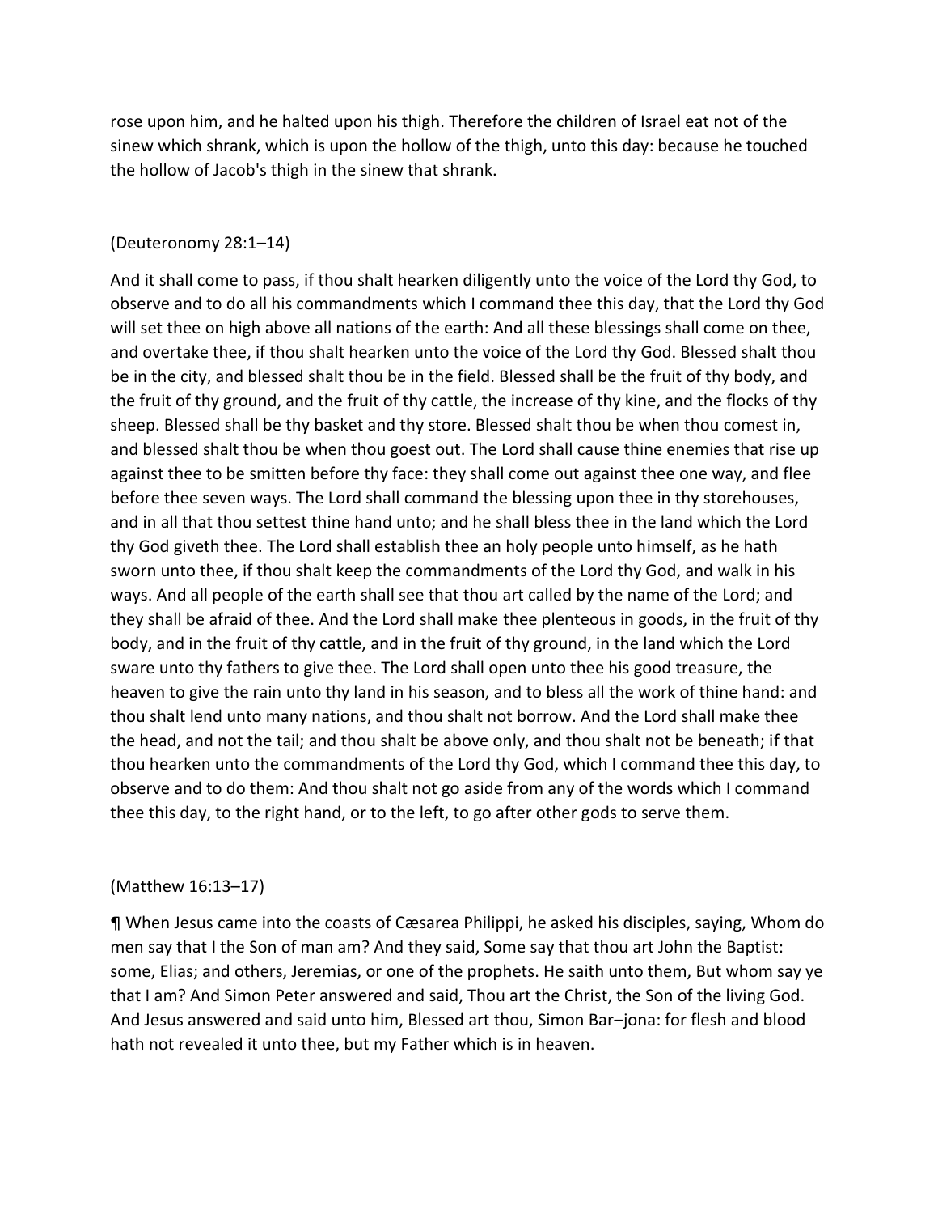rose upon him, and he halted upon his thigh. Therefore the children of Israel eat not of the sinew which shrank, which is upon the hollow of the thigh, unto this day: because he touched the hollow of Jacob's thigh in the sinew that shrank.

(Deuteronomy 28:1–14)

And it shall come to pass, if thou shalt hearken diligently unto the voice of the Lord thy God, to observe and to do all his commandments which I command thee this day, that the Lord thy God will set thee on high above all nations of the earth: And all these blessings shall come on thee, and overtake thee, if thou shalt hearken unto the voice of the Lord thy God. Blessed shalt thou be in the city, and blessed shalt thou be in the field. Blessed shall be the fruit of thy body, and the fruit of thy ground, and the fruit of thy cattle, the increase of thy kine, and the flocks of thy sheep. Blessed shall be thy basket and thy store. Blessed shalt thou be when thou comest in, and blessed shalt thou be when thou goest out. The Lord shall cause thine enemies that rise up against thee to be smitten before thy face: they shall come out against thee one way, and flee before thee seven ways. The Lord shall command the blessing upon thee in thy storehouses, and in all that thou settest thine hand unto; and he shall bless thee in the land which the Lord thy God giveth thee. The Lord shall establish thee an holy people unto himself, as he hath sworn unto thee, if thou shalt keep the commandments of the Lord thy God, and walk in his ways. And all people of the earth shall see that thou art called by the name of the Lord; and they shall be afraid of thee. And the Lord shall make thee plenteous in goods, in the fruit of thy body, and in the fruit of thy cattle, and in the fruit of thy ground, in the land which the Lord sware unto thy fathers to give thee. The Lord shall open unto thee his good treasure, the heaven to give the rain unto thy land in his season, and to bless all the work of thine hand: and thou shalt lend unto many nations, and thou shalt not borrow. And the Lord shall make thee the head, and not the tail; and thou shalt be above only, and thou shalt not be beneath; if that thou hearken unto the commandments of the Lord thy God, which I command thee this day, to observe and to do them: And thou shalt not go aside from any of the words which I command thee this day, to the right hand, or to the left, to go after other gods to serve them.

(Matthew 16:13–17)

¶ When Jesus came into the coasts of Cæsarea Philippi, he asked his disciples, saying, Whom do men say that I the Son of man am? And they said, Some say that thou art John the Baptist: some, Elias; and others, Jeremias, or one of the prophets. He saith unto them, But whom say ye that I am? And Simon Peter answered and said, Thou art the Christ, the Son of the living God. And Jesus answered and said unto him, Blessed art thou, Simon Bar–jona: for flesh and blood hath not revealed it unto thee, but my Father which is in heaven.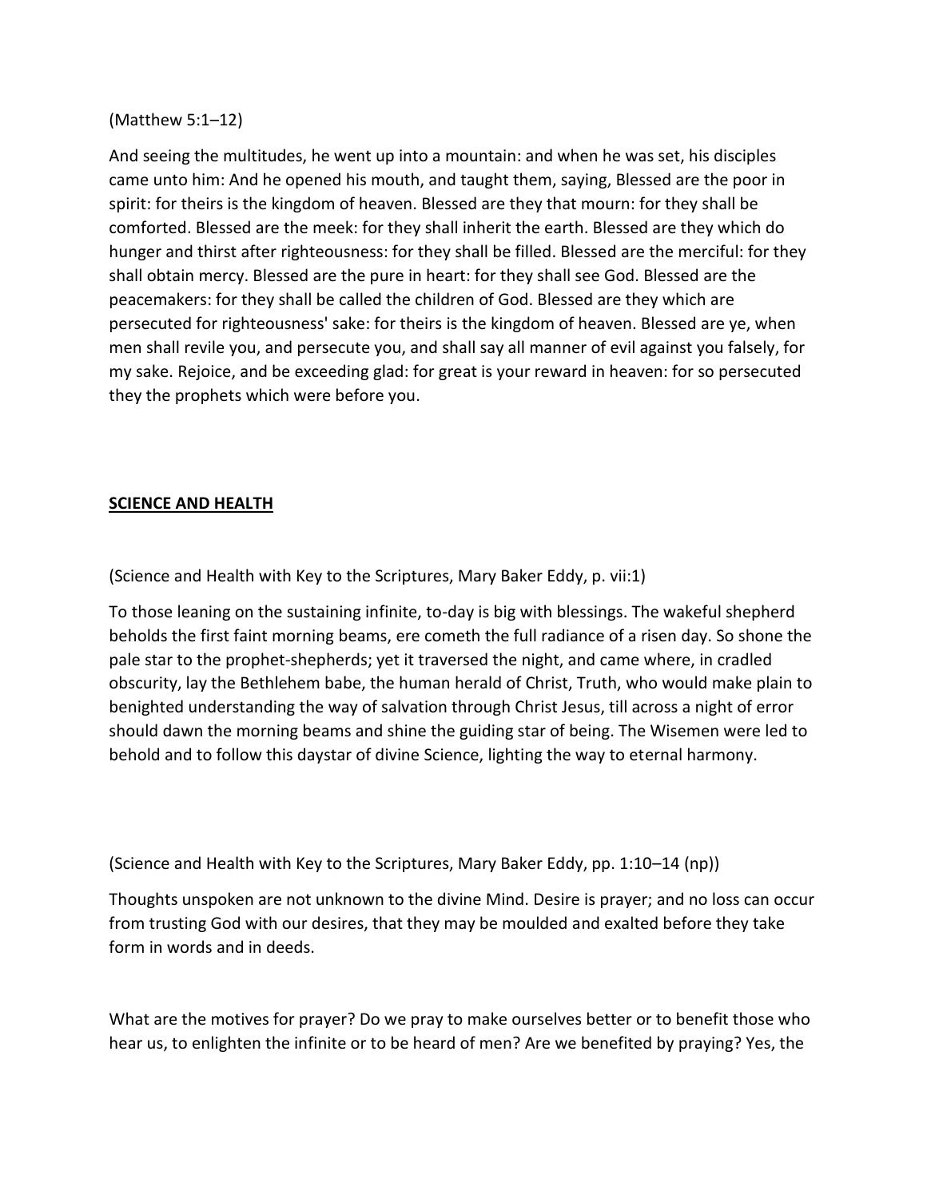(Matthew 5:1–12)

And seeing the multitudes, he went up into a mountain: and when he was set, his disciples came unto him: And he opened his mouth, and taught them, saying, Blessed are the poor in spirit: for theirs is the kingdom of heaven. Blessed are they that mourn: for they shall be comforted. Blessed are the meek: for they shall inherit the earth. Blessed are they which do hunger and thirst after righteousness: for they shall be filled. Blessed are the merciful: for they shall obtain mercy. Blessed are the pure in heart: for they shall see God. Blessed are the peacemakers: for they shall be called the children of God. Blessed are they which are persecuted for righteousness' sake: for theirs is the kingdom of heaven. Blessed are ye, when men shall revile you, and persecute you, and shall say all manner of evil against you falsely, for my sake. Rejoice, and be exceeding glad: for great is your reward in heaven: for so persecuted they the prophets which were before you.

**SCIENCE AND HEALTH**

(Science and Health with Key to the Scriptures, Mary Baker Eddy, p. vii:1)

To those leaning on the sustaining infinite, to-day is big with blessings. The wakeful shepherd beholds the first faint morning beams, ere cometh the full radiance of a risen day. So shone the pale star to the prophet-shepherds; yet it traversed the night, and came where, in cradled obscurity, lay the Bethlehem babe, the human herald of Christ, Truth, who would make plain to benighted understanding the way of salvation through Christ Jesus, till across a night of error should dawn the morning beams and shine the guiding star of being. The Wisemen were led to behold and to follow this daystar of divine Science, lighting the way to eternal harmony.

(Science and Health with Key to the Scriptures, Mary Baker Eddy, pp. 1:10–14 (np))

Thoughts unspoken are not unknown to the divine Mind. Desire is prayer; and no loss can occur from trusting God with our desires, that they may be moulded and exalted before they take form in words and in deeds.

What are the motives for prayer? Do we pray to make ourselves better or to benefit those who hear us, to enlighten the infinite or to be heard of men? Are we benefited by praying? Yes, the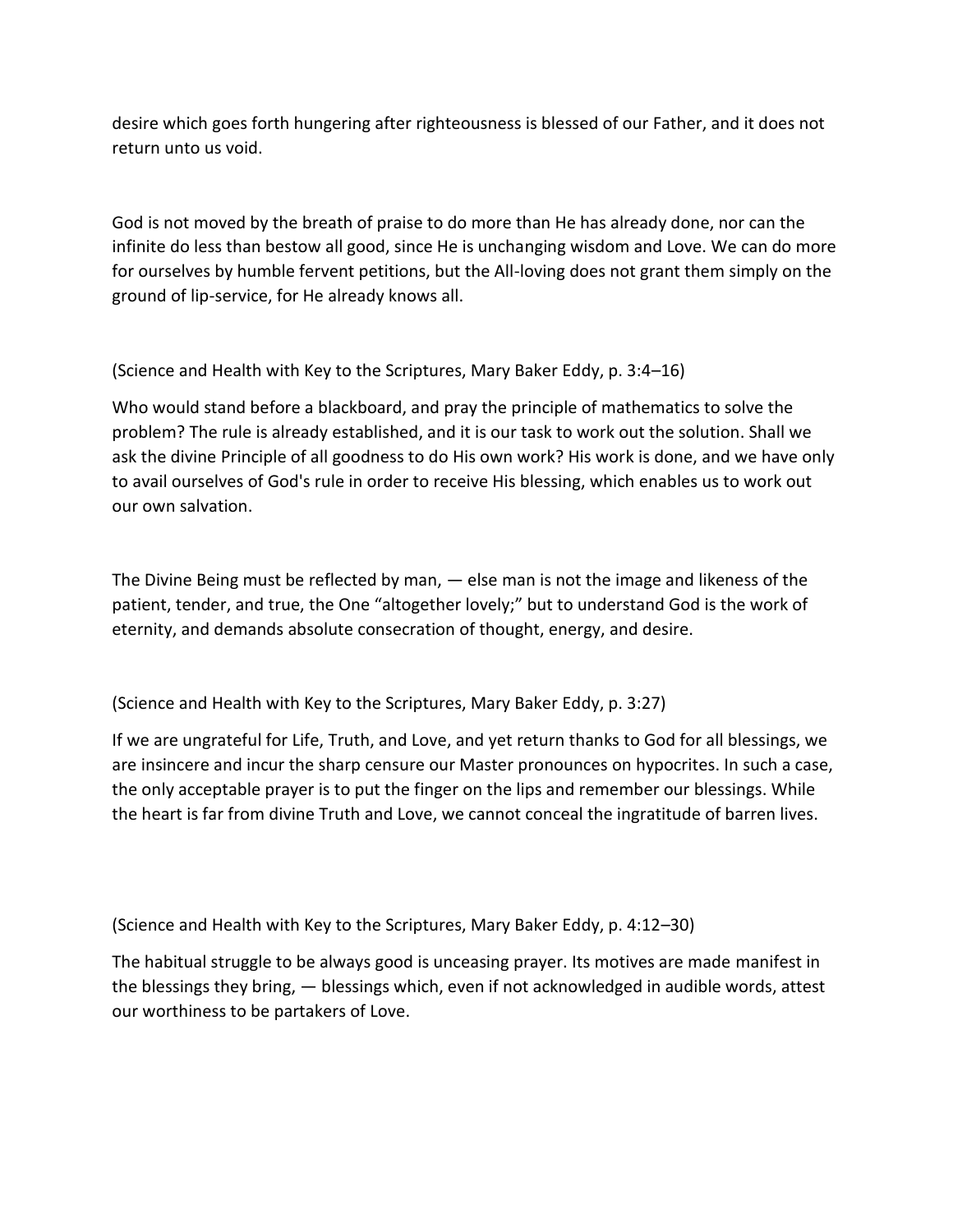desire which goes forth hungering after righteousness is blessed of our Father, and it does not return unto us void.

God is not moved by the breath of praise to do more than He has already done, nor can the infinite do less than bestow all good, since He is unchanging wisdom and Love. We can do more for ourselves by humble fervent petitions, but the All-loving does not grant them simply on the ground of lip-service, for He already knows all.

(Science and Health with Key to the Scriptures, Mary Baker Eddy, p. 3:4–16)

Who would stand before a blackboard, and pray the principle of mathematics to solve the problem? The rule is already established, and it is our task to work out the solution. Shall we ask the divine Principle of all goodness to do His own work? His work is done, and we have only to avail ourselves of God's rule in order to receive His blessing, which enables us to work out our own salvation.

The Divine Being must be reflected by man, — else man is not the image and likeness of the patient, tender, and true, the One "altogether lovely;" but to understand God is the work of eternity, and demands absolute consecration of thought, energy, and desire.

(Science and Health with Key to the Scriptures, Mary Baker Eddy, p. 3:27)

If we are ungrateful for Life, Truth, and Love, and yet return thanks to God for all blessings, we are insincere and incur the sharp censure our Master pronounces on hypocrites. In such a case, the only acceptable prayer is to put the finger on the lips and remember our blessings. While the heart is far from divine Truth and Love, we cannot conceal the ingratitude of barren lives.

(Science and Health with Key to the Scriptures, Mary Baker Eddy, p. 4:12–30)

The habitual struggle to be always good is unceasing prayer. Its motives are made manifest in the blessings they bring, — blessings which, even if not acknowledged in audible words, attest our worthiness to be partakers of Love.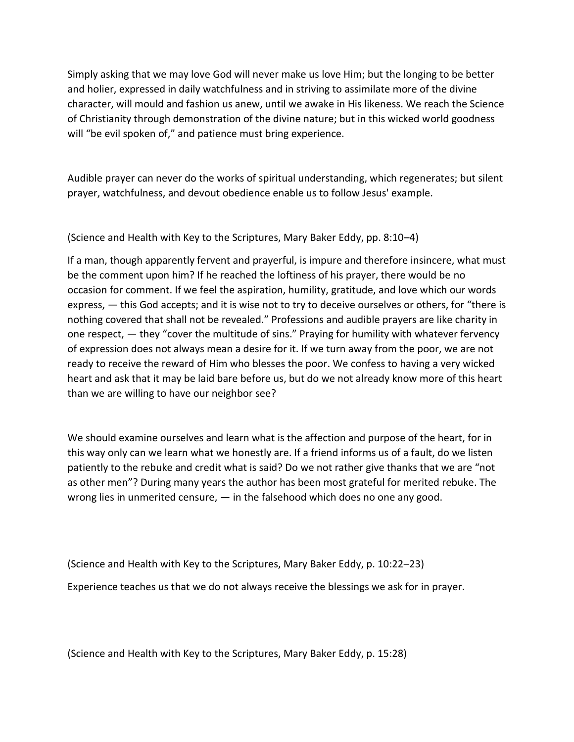Simply asking that we may love God will never make us love Him; but the longing to be better and holier, expressed in daily watchfulness and in striving to assimilate more of the divine character, will mould and fashion us anew, until we awake in His likeness. We reach the Science of Christianity through demonstration of the divine nature; but in this wicked world goodness will "be evil spoken of," and patience must bring experience.

Audible prayer can never do the works of spiritual understanding, which regenerates; but silent prayer, watchfulness, and devout obedience enable us to follow Jesus' example.

(Science and Health with Key to the Scriptures, Mary Baker Eddy, pp. 8:10–4)

If a man, though apparently fervent and prayerful, is impure and therefore insincere, what must be the comment upon him? If he reached the loftiness of his prayer, there would be no occasion for comment. If we feel the aspiration, humility, gratitude, and love which our words express, — this God accepts; and it is wise not to try to deceive ourselves or others, for "there is nothing covered that shall not be revealed." Professions and audible prayers are like charity in one respect, — they "cover the multitude of sins." Praying for humility with whatever fervency of expression does not always mean a desire for it. If we turn away from the poor, we are not ready to receive the reward of Him who blesses the poor. We confess to having a very wicked heart and ask that it may be laid bare before us, but do we not already know more of this heart than we are willing to have our neighbor see?

We should examine ourselves and learn what is the affection and purpose of the heart, for in this way only can we learn what we honestly are. If a friend informs us of a fault, do we listen patiently to the rebuke and credit what is said? Do we not rather give thanks that we are "not as other men"? During many years the author has been most grateful for merited rebuke. The wrong lies in unmerited censure, — in the falsehood which does no one any good.

(Science and Health with Key to the Scriptures, Mary Baker Eddy, p. 10:22–23)

Experience teaches us that we do not always receive the blessings we ask for in prayer.

(Science and Health with Key to the Scriptures, Mary Baker Eddy, p. 15:28)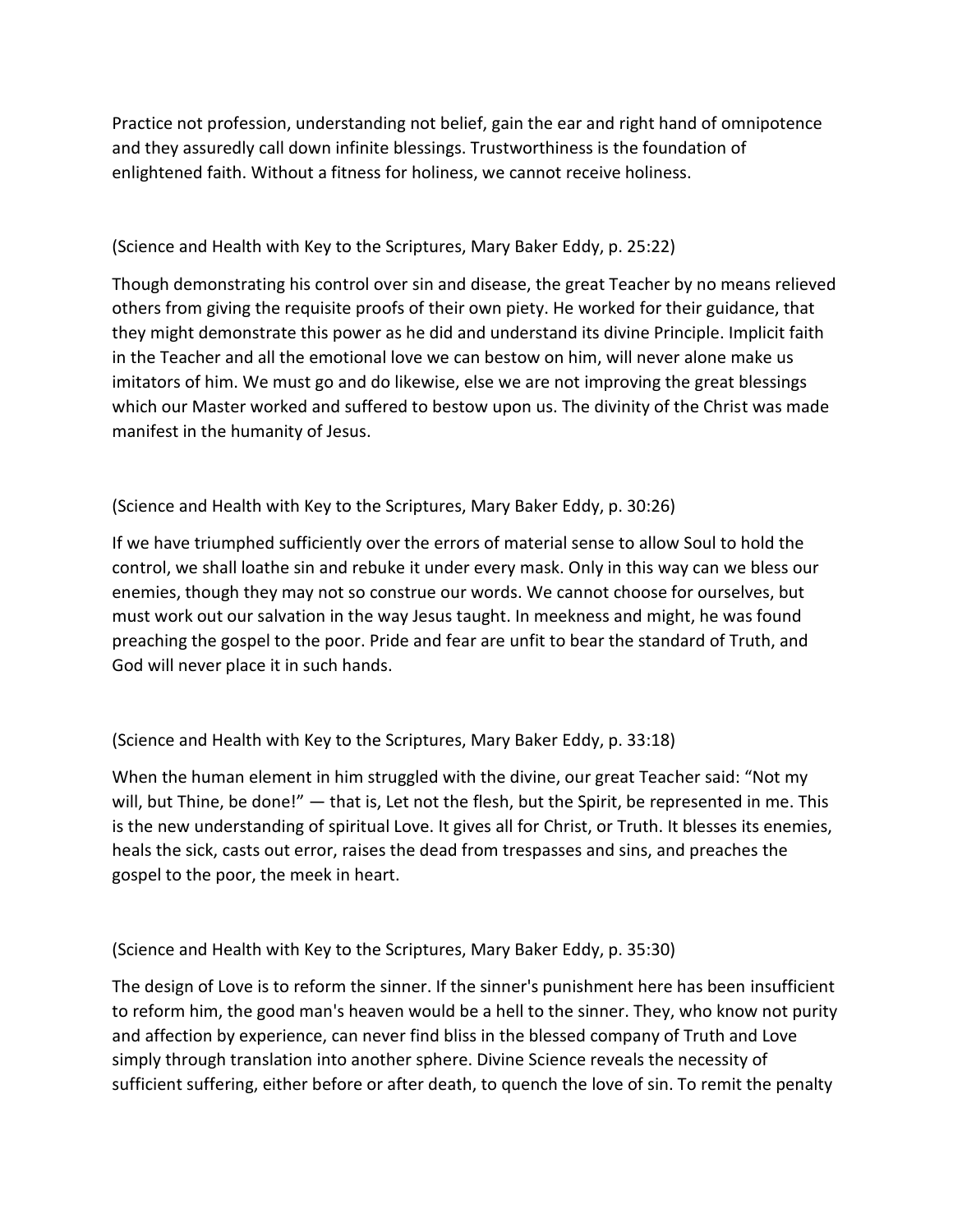Practice not profession, understanding not belief, gain the ear and right hand of omnipotence and they assuredly call down infinite blessings. Trustworthiness is the foundation of enlightened faith. Without a fitness for holiness, we cannot receive holiness.

(Science and Health with Key to the Scriptures, Mary Baker Eddy, p. 25:22)

Though demonstrating his control over sin and disease, the great Teacher by no means relieved others from giving the requisite proofs of their own piety. He worked for their guidance, that they might demonstrate this power as he did and understand its divine Principle. Implicit faith in the Teacher and all the emotional love we can bestow on him, will never alone make us imitators of him. We must go and do likewise, else we are not improving the great blessings which our Master worked and suffered to bestow upon us. The divinity of the Christ was made manifest in the humanity of Jesus.

(Science and Health with Key to the Scriptures, Mary Baker Eddy, p. 30:26)

If we have triumphed sufficiently over the errors of material sense to allow Soul to hold the control, we shall loathe sin and rebuke it under every mask. Only in this way can we bless our enemies, though they may not so construe our words. We cannot choose for ourselves, but must work out our salvation in the way Jesus taught. In meekness and might, he was found preaching the gospel to the poor. Pride and fear are unfit to bear the standard of Truth, and God will never place it in such hands.

(Science and Health with Key to the Scriptures, Mary Baker Eddy, p. 33:18)

When the human element in him struggled with the divine, our great Teacher said: "Not my will, but Thine, be done!" — that is, Let not the flesh, but the Spirit, be represented in me. This is the new understanding of spiritual Love. It gives all for Christ, or Truth. It blesses its enemies, heals the sick, casts out error, raises the dead from trespasses and sins, and preaches the gospel to the poor, the meek in heart.

(Science and Health with Key to the Scriptures, Mary Baker Eddy, p. 35:30)

The design of Love is to reform the sinner. If the sinner's punishment here has been insufficient to reform him, the good man's heaven would be a hell to the sinner. They, who know not purity and affection by experience, can never find bliss in the blessed company of Truth and Love simply through translation into another sphere. Divine Science reveals the necessity of sufficient suffering, either before or after death, to quench the love of sin. To remit the penalty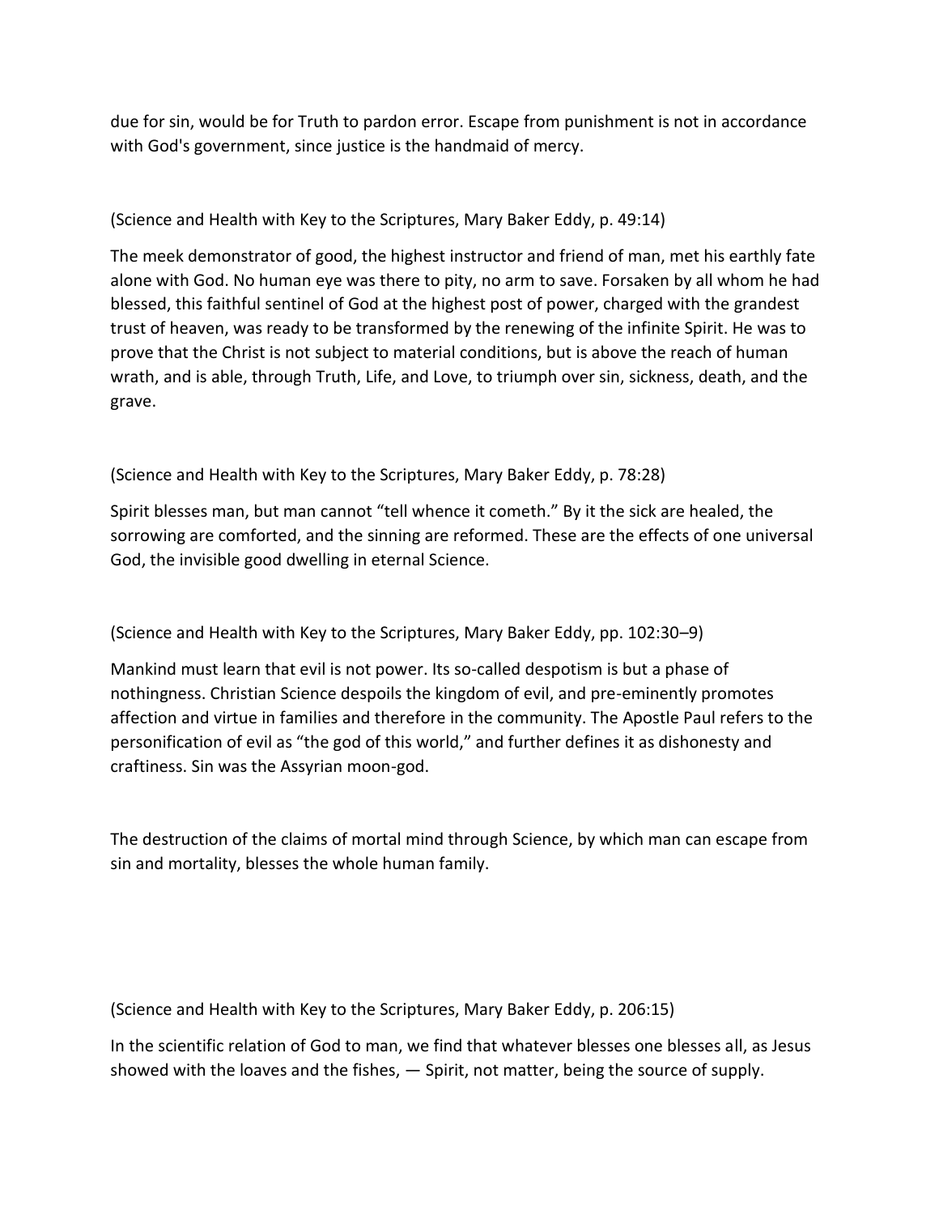due for sin, would be for Truth to pardon error. Escape from punishment is not in accordance with God's government, since justice is the handmaid of mercy.

(Science and Health with Key to the Scriptures, Mary Baker Eddy, p. 49:14)

The meek demonstrator of good, the highest instructor and friend of man, met his earthly fate alone with God. No human eye was there to pity, no arm to save. Forsaken by all whom he had blessed, this faithful sentinel of God at the highest post of power, charged with the grandest trust of heaven, was ready to be transformed by the renewing of the infinite Spirit. He was to prove that the Christ is not subject to material conditions, but is above the reach of human wrath, and is able, through Truth, Life, and Love, to triumph over sin, sickness, death, and the grave.

(Science and Health with Key to the Scriptures, Mary Baker Eddy, p. 78:28)

Spirit blesses man, but man cannot "tell whence it cometh." By it the sick are healed, the sorrowing are comforted, and the sinning are reformed. These are the effects of one universal God, the invisible good dwelling in eternal Science.

(Science and Health with Key to the Scriptures, Mary Baker Eddy, pp. 102:30–9)

Mankind must learn that evil is not power. Its so-called despotism is but a phase of nothingness. Christian Science despoils the kingdom of evil, and pre-eminently promotes affection and virtue in families and therefore in the community. The Apostle Paul refers to the personification of evil as "the god of this world," and further defines it as dishonesty and craftiness. Sin was the Assyrian moon-god.

The destruction of the claims of mortal mind through Science, by which man can escape from sin and mortality, blesses the whole human family.

(Science and Health with Key to the Scriptures, Mary Baker Eddy, p. 206:15)

In the scientific relation of God to man, we find that whatever blesses one blesses all, as Jesus showed with the loaves and the fishes, — Spirit, not matter, being the source of supply.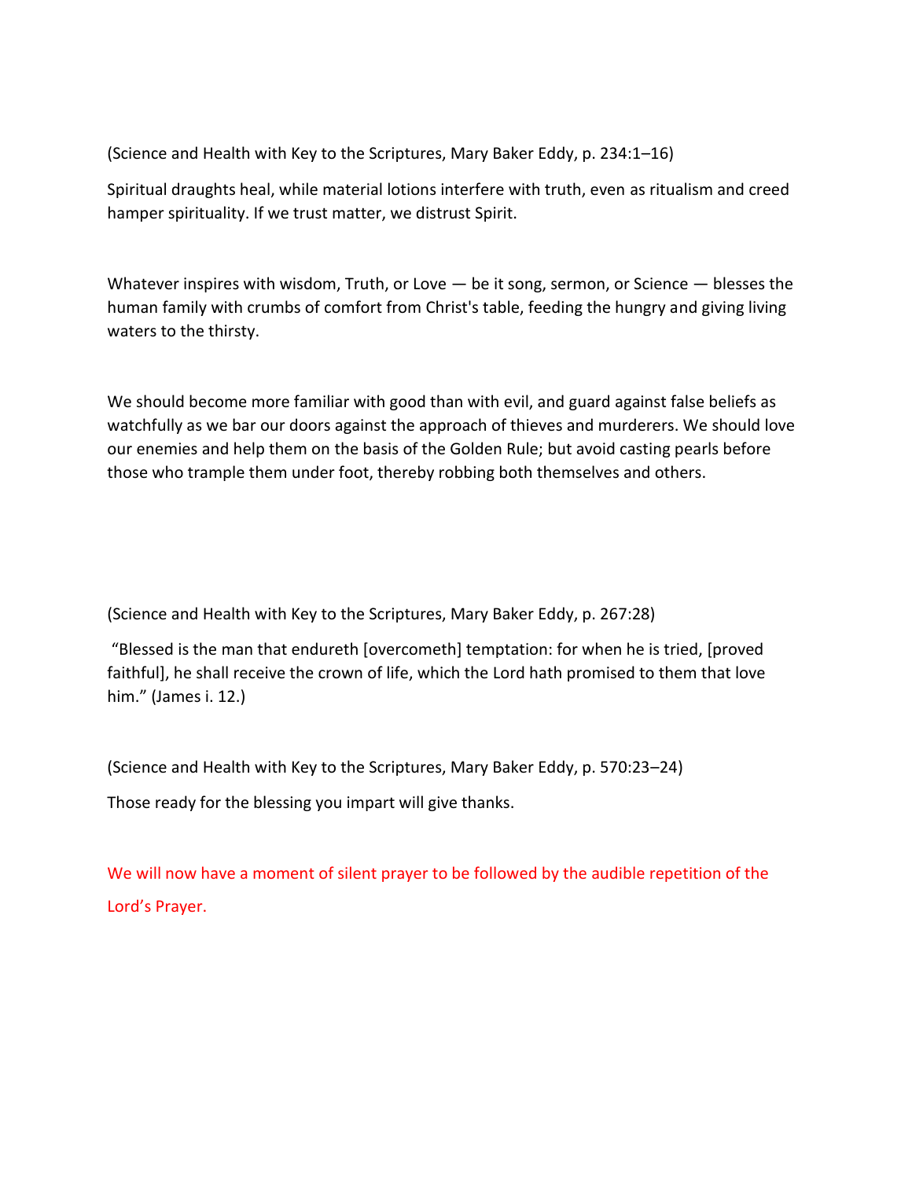(Science and Health with Key to the Scriptures, Mary Baker Eddy, p. 234:1–16)

Spiritual draughts heal, while material lotions interfere with truth, even as ritualism and creed hamper spirituality. If we trust matter, we distrust Spirit.

Whatever inspires with wisdom, Truth, or Love — be it song, sermon, or Science — blesses the human family with crumbs of comfort from Christ's table, feeding the hungry and giving living waters to the thirsty.

We should become more familiar with good than with evil, and guard against false beliefs as watchfully as we bar our doors against the approach of thieves and murderers. We should love our enemies and help them on the basis of the Golden Rule; but avoid casting pearls before those who trample them under foot, thereby robbing both themselves and others.

(Science and Health with Key to the Scriptures, Mary Baker Eddy, p. 267:28)

"Blessed is the man that endureth [overcometh] temptation: for when he is tried, [proved faithful], he shall receive the crown of life, which the Lord hath promised to them that love him." (James i. 12.)

(Science and Health with Key to the Scriptures, Mary Baker Eddy, p. 570:23–24)

Those ready for the blessing you impart will give thanks.

We will now have a moment of silent prayer to be followed by the audible repetition of the Lord's Prayer.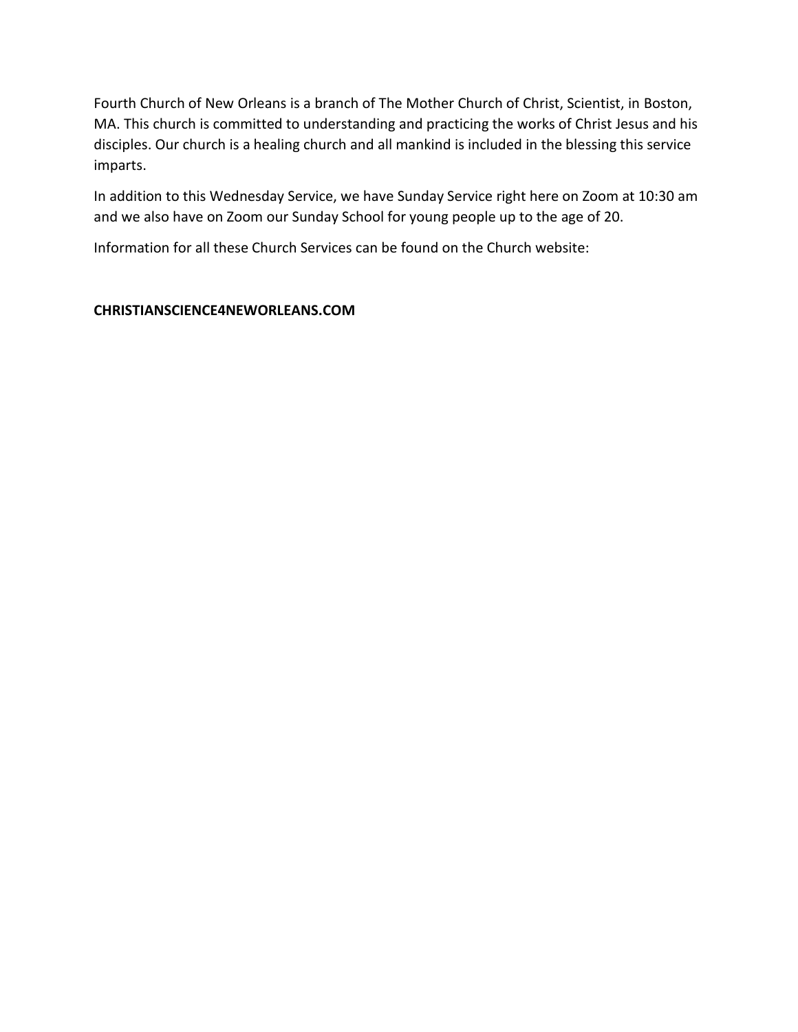Fourth Church of New Orleans is a branch of The Mother Church of Christ, Scientist, in Boston, MA. This church is committed to understanding and practicing the works of Christ Jesus and his disciples. Our church is a healing church and all mankind is included in the blessing this service imparts.

In addition to this Wednesday Service, we have Sunday Service right here on Zoom at 10:30 am and we also have on Zoom our Sunday School for young people up to the age of 20.

Information for all these Church Services can be found on the Church website:

**CHRISTIANSCIENCE4NEWORLEANS.COM**